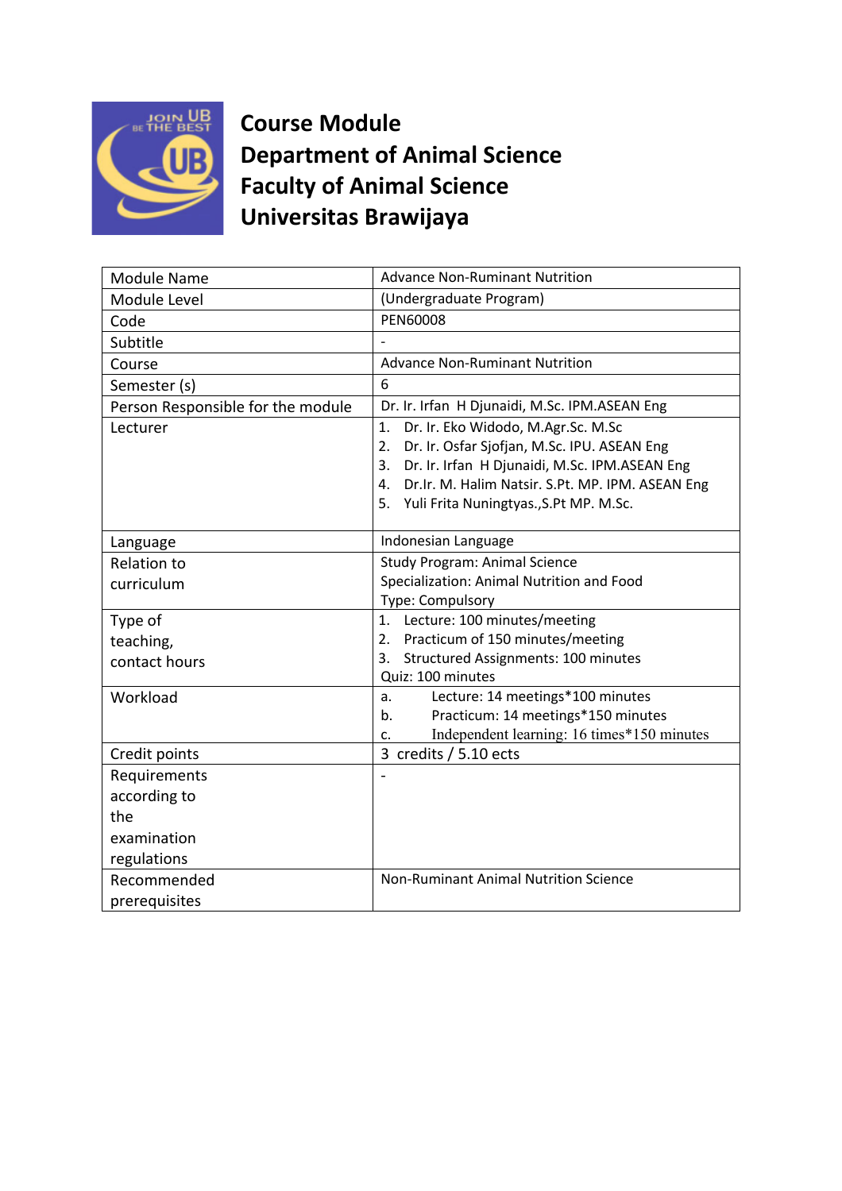# Course Module
# Department of Animal Science
# Faculty of Animal Science
# Universitas Brawijaya

| Module Name | Advance Non-Ruminant Nutrition |
|---|---|
| Module Level | (Undergraduate Program) |
| Code | PEN60008 |
| Subtitle | - |
| Course | Advance Non-Ruminant Nutrition |
| Semester (s) | 6 |
| Person Responsible for the module | Dr. Ir. Irfan H Djunaidi, M.Sc. IPM.ASEAN Eng |
| Lecturer | 1. Dr. Ir. Eko Widodo, M.Agr.Sc. M.Sc<br>2. Dr. Ir. Osfar Sjofjan, M.Sc. IPU. ASEAN Eng<br>3. Dr. Ir. Irfan H Djunaidi, M.Sc. IPM.ASEAN Eng<br>4. Dr.Ir. M. Halim Natsir. S.Pt. MP. IPM. ASEAN Eng<br>5. Yuli Frita Nuningtyas.,S.Pt MP. M.Sc. |
| Language | Indonesian Language |
| Relation to curriculum | Study Program: Animal Science<br>Specialization: Animal Nutrition and Food<br>Type: Compulsory |
| Type of teaching, contact hours | 1. Lecture: 100 minutes/meeting<br>2. Practicum of 150 minutes/meeting<br>3. Structured Assignments: 100 minutes<br>Quiz: 100 minutes |
| Workload | a. Lecture: 14 meetings*100 minutes<br>b. Practicum: 14 meetings*150 minutes<br>c. Independent learning: 16 times*150 minutes |
| Credit points | 3 credits / 5.10 ects |
| Requirements according to the examination regulations | - |
| Recommended prerequisites | Non-Ruminant Animal Nutrition Science |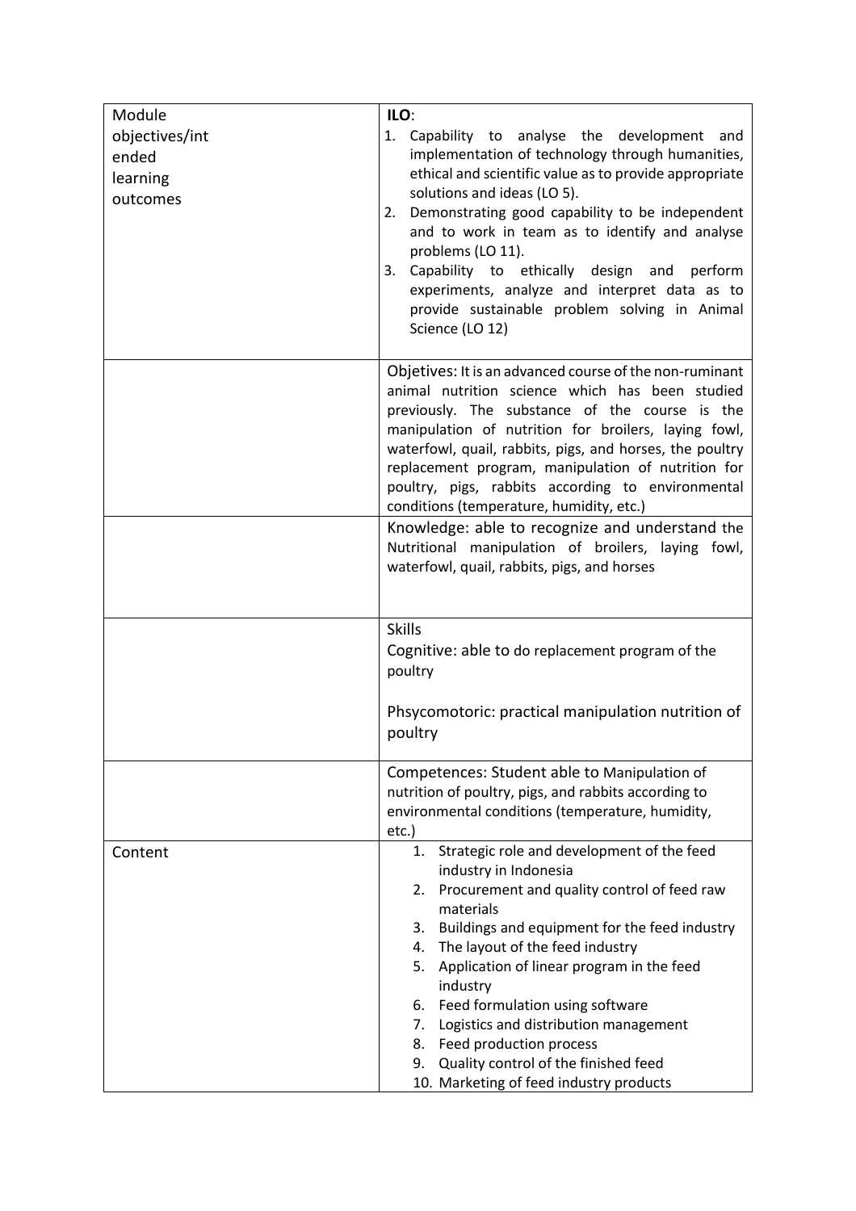| Module objectives/intended learning outcomes | **ILO**:<br>1. Capability to analyse the development and implementation of technology through humanities, ethical and scientific value as to provide appropriate solutions and ideas (LO 5).<br>2. Demonstrating good capability to be independent and to work in team as to identify and analyse problems (LO 11).<br>3. Capability to ethically design and perform experiments, analyze and interpret data as to provide sustainable problem solving in Animal Science (LO 12) |
|---|---|
| | Objetives: It is an advanced course of the non-ruminant animal nutrition science which has been studied previously. The substance of the course is the manipulation of nutrition for broilers, laying fowl, waterfowl, quail, rabbits, pigs, and horses, the poultry replacement program, manipulation of nutrition for poultry, pigs, rabbits according to environmental conditions (temperature, humidity, etc.) |
| | Knowledge: able to recognize and understand the Nutritional manipulation of broilers, laying fowl, waterfowl, quail, rabbits, pigs, and horses |
| | Skills<br>Cognitive: able to do replacement program of the poultry<br><br>Phsycomotoric: practical manipulation nutrition of poultry |
| | Competences: Student able to Manipulation of nutrition of poultry, pigs, and rabbits according to environmental conditions (temperature, humidity, etc.) |
| Content | 1. Strategic role and development of the feed industry in Indonesia<br>2. Procurement and quality control of feed raw materials<br>3. Buildings and equipment for the feed industry<br>4. The layout of the feed industry<br>5. Application of linear program in the feed industry<br>6. Feed formulation using software<br>7. Logistics and distribution management<br>8. Feed production process<br>9. Quality control of the finished feed<br>10. Marketing of feed industry products |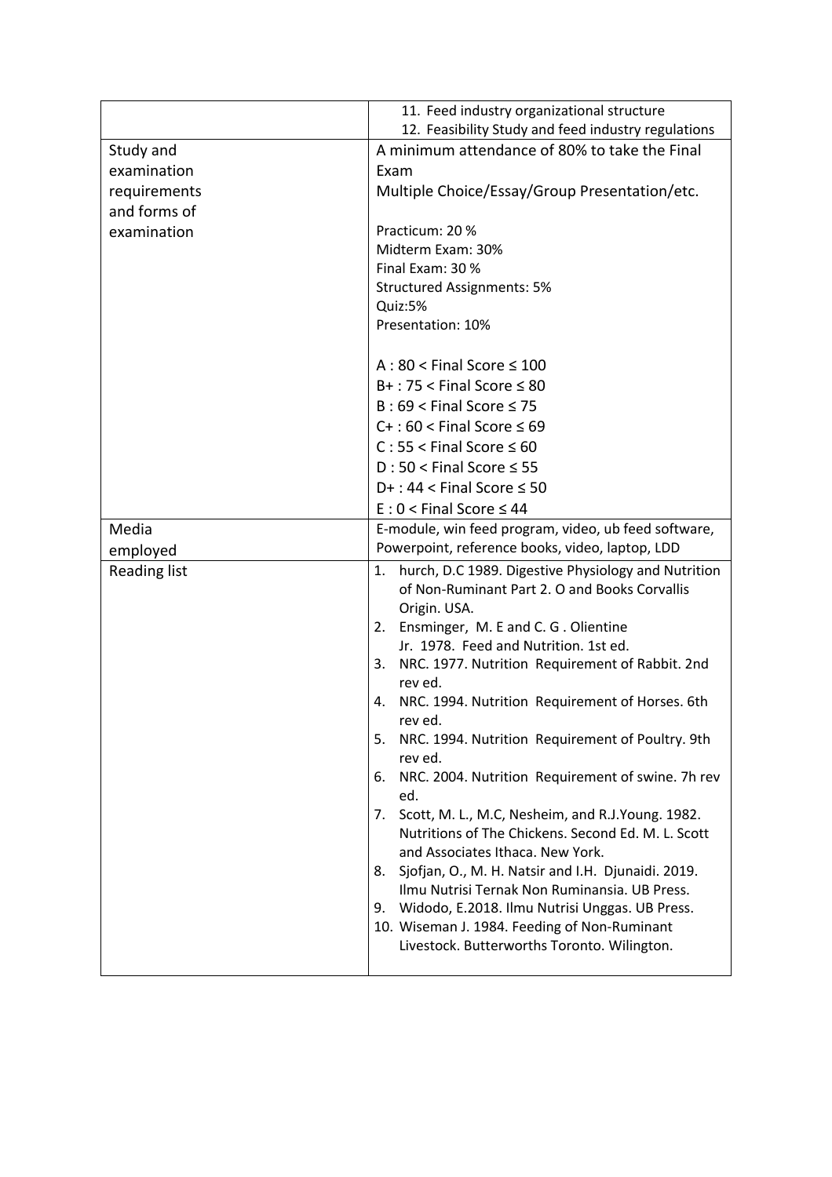| | |
|---|---|
| | 11. Feed industry organizational structure<br>12. Feasibility Study and feed industry regulations |
| Study and examination requirements and forms of examination | A minimum attendance of 80% to take the Final Exam<br>Multiple Choice/Essay/Group Presentation/etc.<br><br>Practicum: 20 %<br>Midterm Exam: 30%<br>Final Exam: 30 %<br>Structured Assignments: 5%<br>Quiz:5%<br>Presentation: 10%<br><br>A : 80 < Final Score ≤ 100<br>B+ : 75 < Final Score ≤ 80<br>B : 69 < Final Score ≤ 75<br>C+ : 60 < Final Score ≤ 69<br>C : 55 < Final Score ≤ 60<br>D : 50 < Final Score ≤ 55<br>D+ : 44 < Final Score ≤ 50<br>E : 0 < Final Score ≤ 44 |
| Media employed | E-module, win feed program, video, ub feed software, Powerpoint, reference books, video, laptop, LDD |
| Reading list | 1. hurch, D.C 1989. Digestive Physiology and Nutrition of Non-Ruminant Part 2. O and Books Corvallis Origin. USA.<br>2. Ensminger, M. E and C. G . Olientine Jr. 1978. Feed and Nutrition. 1st ed.<br>3. NRC. 1977. Nutrition Requirement of Rabbit. 2nd rev ed.<br>4. NRC. 1994. Nutrition Requirement of Horses. 6th rev ed.<br>5. NRC. 1994. Nutrition Requirement of Poultry. 9th rev ed.<br>6. NRC. 2004. Nutrition Requirement of swine. 7h rev ed.<br>7. Scott, M. L., M.C, Nesheim, and R.J.Young. 1982. Nutritions of The Chickens. Second Ed. M. L. Scott and Associates Ithaca. New York.<br>8. Sjofjan, O., M. H. Natsir and I.H. Djunaidi. 2019. Ilmu Nutrisi Ternak Non Ruminansia. UB Press.<br>9. Widodo, E.2018. Ilmu Nutrisi Unggas. UB Press.<br>10. Wiseman J. 1984. Feeding of Non-Ruminant Livestock. Butterworths Toronto. Wilington. |